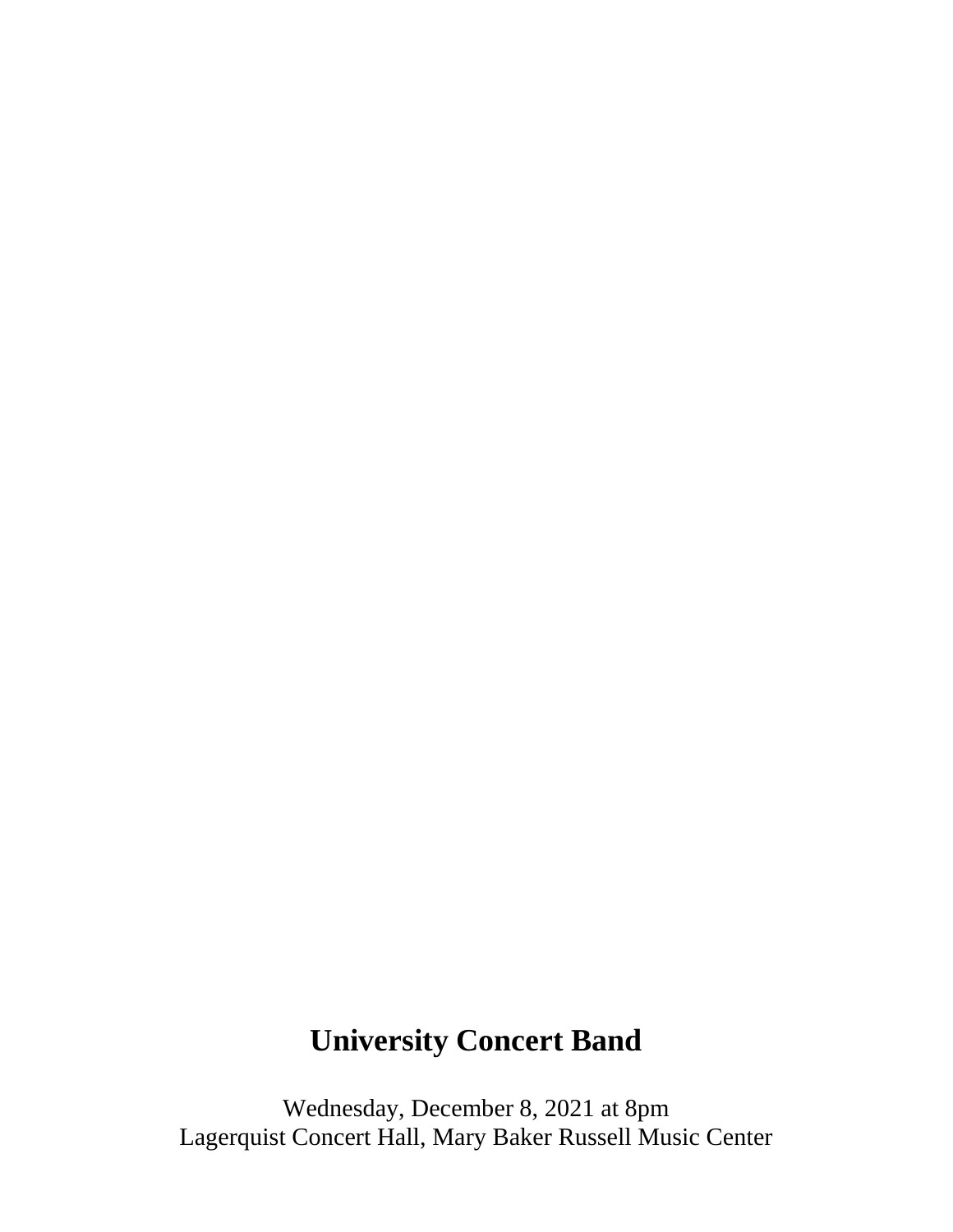# University Concert Band

Wednesday, December 8, 2021 at 8pm
Lagerquist Concert Hall, Mary Baker Russell Music Center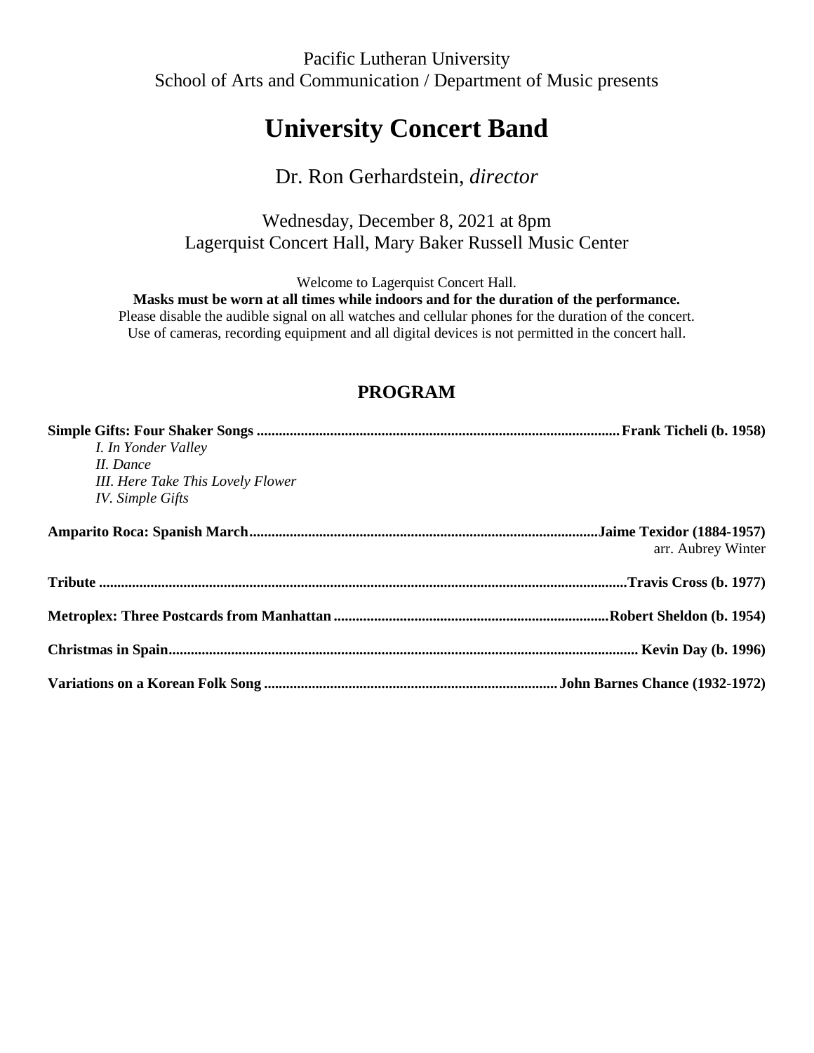Pacific Lutheran University
School of Arts and Communication / Department of Music presents

# University Concert Band

Dr. Ron Gerhardstein, *director*

Wednesday, December 8, 2021 at 8pm
Lagerquist Concert Hall, Mary Baker Russell Music Center

Welcome to Lagerquist Concert Hall.
**Masks must be worn at all times while indoors and for the duration of the performance.**
Please disable the audible signal on all watches and cellular phones for the duration of the concert.
Use of cameras, recording equipment and all digital devices is not permitted in the concert hall.

## PROGRAM

**Simple Gifts: Four Shaker Songs** .......... **Frank Ticheli (b. 1958)**

*I. In Yonder Valley*
*II. Dance*
*III. Here Take This Lovely Flower*
*IV. Simple Gifts*

**Amparito Roca: Spanish March** .......... **Jaime Texidor (1884-1957)**
arr. Aubrey Winter

**Tribute** .......... **Travis Cross (b. 1977)**

**Metroplex: Three Postcards from Manhattan** .......... **Robert Sheldon (b. 1954)**

**Christmas in Spain** .......... **Kevin Day (b. 1996)**

**Variations on a Korean Folk Song** .......... **John Barnes Chance (1932-1972)**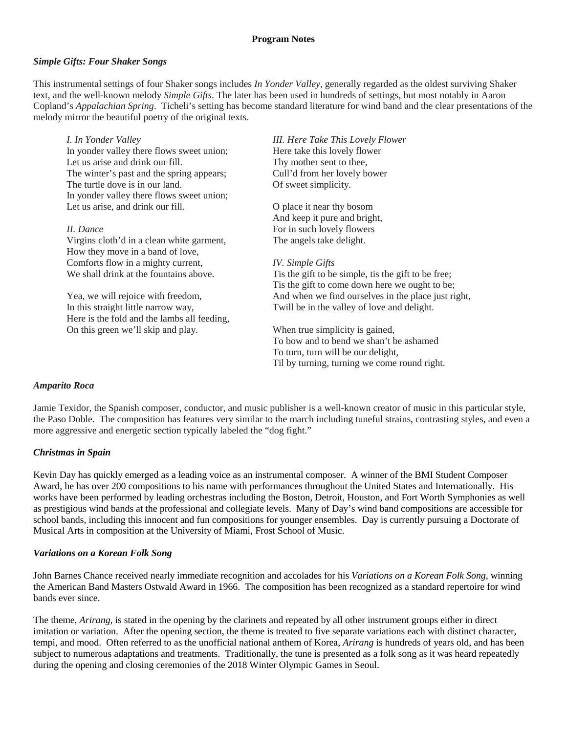## Program Notes

### *Simple Gifts: Four Shaker Songs*

This instrumental settings of four Shaker songs includes *In Yonder Valley*, generally regarded as the oldest surviving Shaker text, and the well-known melody *Simple Gifts*. The later has been used in hundreds of settings, but most notably in Aaron Copland's *Appalachian Spring*. Ticheli's setting has become standard literature for wind band and the clear presentations of the melody mirror the beautiful poetry of the original texts.

*I. In Yonder Valley*
In yonder valley there flows sweet union;
Let us arise and drink our fill.
The winter's past and the spring appears;
The turtle dove is in our land.
In yonder valley there flows sweet union;
Let us arise, and drink our fill.

*II. Dance*
Virgins cloth'd in a clean white garment,
How they move in a band of love,
Comforts flow in a mighty current,
We shall drink at the fountains above.

Yea, we will rejoice with freedom,
In this straight little narrow way,
Here is the fold and the lambs all feeding,
On this green we'll skip and play.

*III. Here Take This Lovely Flower*
Here take this lovely flower
Thy mother sent to thee,
Cull'd from her lovely bower
Of sweet simplicity.

O place it near thy bosom
And keep it pure and bright,
For in such lovely flowers
The angels take delight.

*IV. Simple Gifts*
Tis the gift to be simple, tis the gift to be free;
Tis the gift to come down here we ought to be;
And when we find ourselves in the place just right,
Twill be in the valley of love and delight.

When true simplicity is gained,
To bow and to bend we shan't be ashamed
To turn, turn will be our delight,
Til by turning, turning we come round right.

### *Amparito Roca*

Jamie Texidor, the Spanish composer, conductor, and music publisher is a well-known creator of music in this particular style, the Paso Doble. The composition has features very similar to the march including tuneful strains, contrasting styles, and even a more aggressive and energetic section typically labeled the "dog fight."

### *Christmas in Spain*

Kevin Day has quickly emerged as a leading voice as an instrumental composer. A winner of the BMI Student Composer Award, he has over 200 compositions to his name with performances throughout the United States and Internationally. His works have been performed by leading orchestras including the Boston, Detroit, Houston, and Fort Worth Symphonies as well as prestigious wind bands at the professional and collegiate levels. Many of Day's wind band compositions are accessible for school bands, including this innocent and fun compositions for younger ensembles. Day is currently pursuing a Doctorate of Musical Arts in composition at the University of Miami, Frost School of Music.

### *Variations on a Korean Folk Song*

John Barnes Chance received nearly immediate recognition and accolades for his *Variations on a Korean Folk Song*, winning the American Band Masters Ostwald Award in 1966. The composition has been recognized as a standard repertoire for wind bands ever since.

The theme, *Arirang,* is stated in the opening by the clarinets and repeated by all other instrument groups either in direct imitation or variation. After the opening section, the theme is treated to five separate variations each with distinct character, tempi, and mood. Often referred to as the unofficial national anthem of Korea, *Arirang* is hundreds of years old, and has been subject to numerous adaptations and treatments. Traditionally, the tune is presented as a folk song as it was heard repeatedly during the opening and closing ceremonies of the 2018 Winter Olympic Games in Seoul.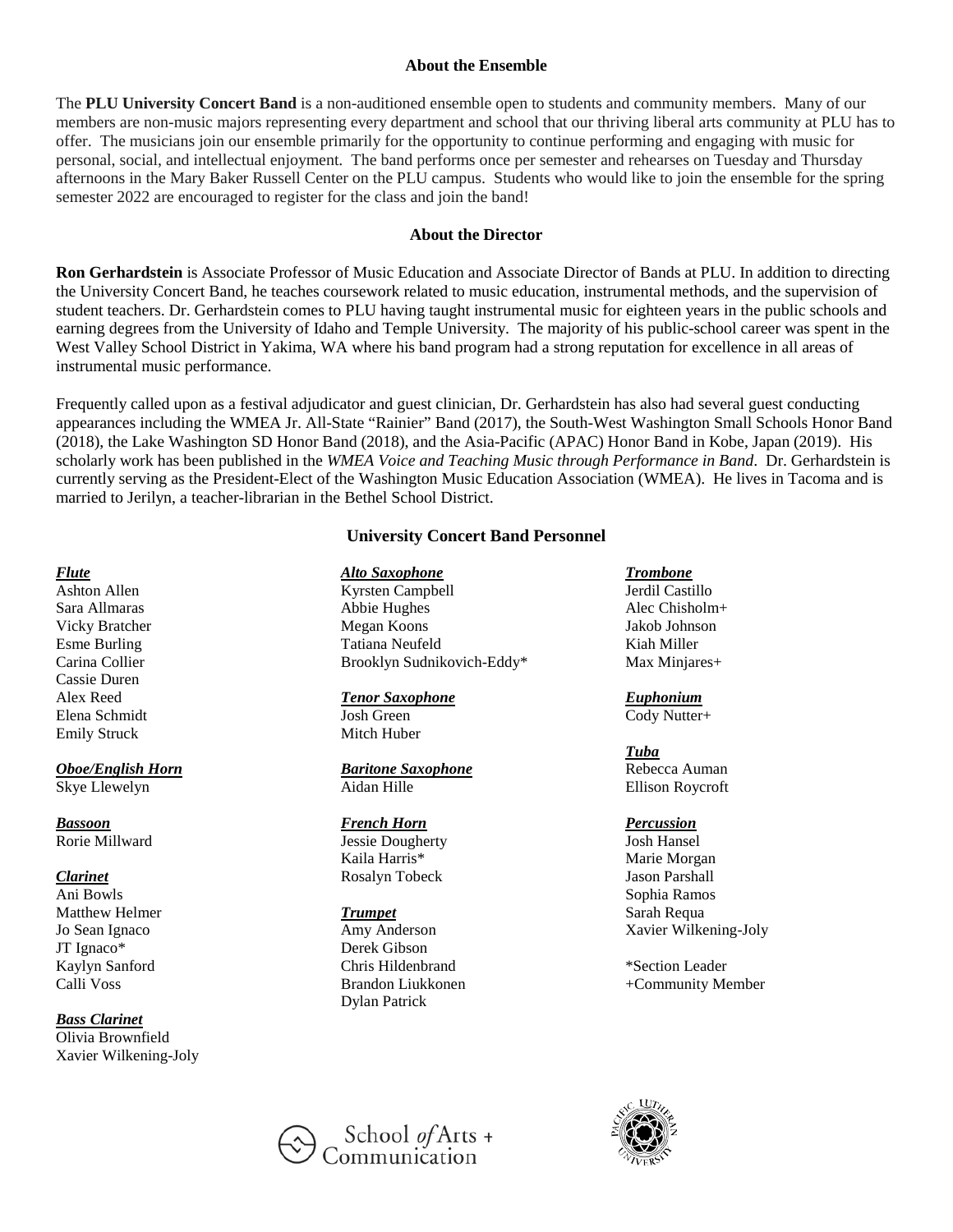### About the Ensemble

The **PLU University Concert Band** is a non-auditioned ensemble open to students and community members. Many of our members are non-music majors representing every department and school that our thriving liberal arts community at PLU has to offer. The musicians join our ensemble primarily for the opportunity to continue performing and engaging with music for personal, social, and intellectual enjoyment. The band performs once per semester and rehearses on Tuesday and Thursday afternoons in the Mary Baker Russell Center on the PLU campus. Students who would like to join the ensemble for the spring semester 2022 are encouraged to register for the class and join the band!

### About the Director

**Ron Gerhardstein** is Associate Professor of Music Education and Associate Director of Bands at PLU. In addition to directing the University Concert Band, he teaches coursework related to music education, instrumental methods, and the supervision of student teachers. Dr. Gerhardstein comes to PLU having taught instrumental music for eighteen years in the public schools and earning degrees from the University of Idaho and Temple University. The majority of his public-school career was spent in the West Valley School District in Yakima, WA where his band program had a strong reputation for excellence in all areas of instrumental music performance.

Frequently called upon as a festival adjudicator and guest clinician, Dr. Gerhardstein has also had several guest conducting appearances including the WMEA Jr. All-State "Rainier" Band (2017), the South-West Washington Small Schools Honor Band (2018), the Lake Washington SD Honor Band (2018), and the Asia-Pacific (APAC) Honor Band in Kobe, Japan (2019). His scholarly work has been published in the *WMEA Voice and Teaching Music through Performance in Band*. Dr. Gerhardstein is currently serving as the President-Elect of the Washington Music Education Association (WMEA). He lives in Tacoma and is married to Jerilyn, a teacher-librarian in the Bethel School District.

### University Concert Band Personnel

***Flute***
Ashton Allen
Sara Allmaras
Vicky Bratcher
Esme Burling
Carina Collier
Cassie Duren
Alex Reed
Elena Schmidt
Emily Struck

***Oboe/English Horn***
Skye Llewelyn

***Bassoon***
Rorie Millward

***Clarinet***
Ani Bowls
Matthew Helmer
Jo Sean Ignaco
JT Ignaco*
Kaylyn Sanford
Calli Voss

***Bass Clarinet***
Olivia Brownfield
Xavier Wilkening-Joly

***Alto Saxophone***
Kyrsten Campbell
Abbie Hughes
Megan Koons
Tatiana Neufeld
Brooklyn Sudnikovich-Eddy*

***Tenor Saxophone***
Josh Green
Mitch Huber

***Baritone Saxophone***
Aidan Hille

***French Horn***
Jessie Dougherty
Kaila Harris*
Rosalyn Tobeck

***Trumpet***
Amy Anderson
Derek Gibson
Chris Hildenbrand
Brandon Liukkonen
Dylan Patrick

***Trombone***
Jerdil Castillo
Alec Chisholm+
Jakob Johnson
Kiah Miller
Max Minjares+

***Euphonium***
Cody Nutter+

***Tuba***
Rebecca Auman
Ellison Roycroft

***Percussion***
Josh Hansel
Marie Morgan
Jason Parshall
Sophia Ramos
Sarah Requa
Xavier Wilkening-Joly

*Section Leader
+Community Member

School *of* Arts + Communication